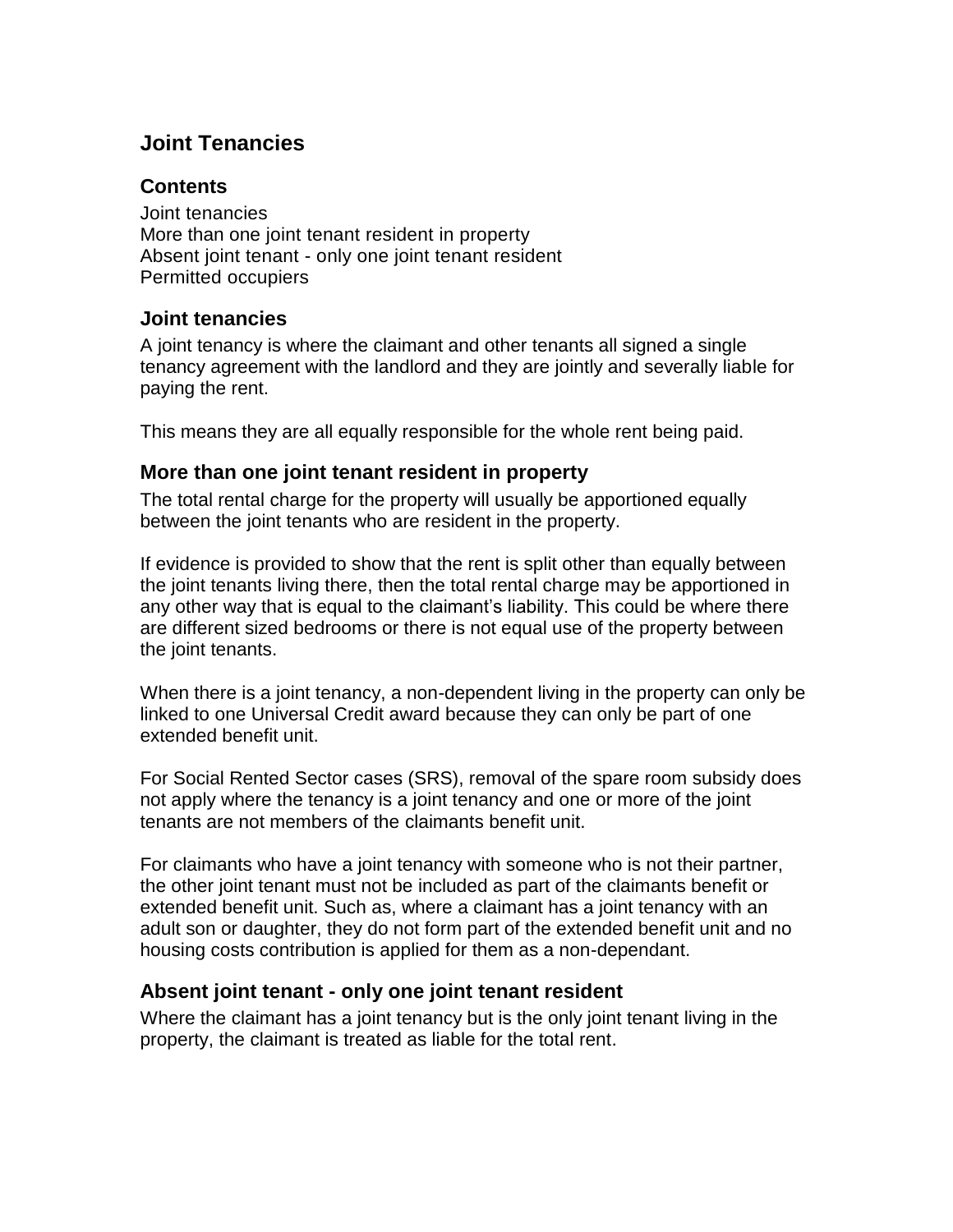# Joint Tenancies

## Contents

Joint tenancies
More than one joint tenant resident in property
Absent joint tenant - only one joint tenant resident
Permitted occupiers

## Joint tenancies

A joint tenancy is where the claimant and other tenants all signed a single tenancy agreement with the landlord and they are jointly and severally liable for paying the rent.

This means they are all equally responsible for the whole rent being paid.

## More than one joint tenant resident in property

The total rental charge for the property will usually be apportioned equally between the joint tenants who are resident in the property.

If evidence is provided to show that the rent is split other than equally between the joint tenants living there, then the total rental charge may be apportioned in any other way that is equal to the claimant's liability. This could be where there are different sized bedrooms or there is not equal use of the property between the joint tenants.

When there is a joint tenancy, a non-dependent living in the property can only be linked to one Universal Credit award because they can only be part of one extended benefit unit.

For Social Rented Sector cases (SRS), removal of the spare room subsidy does not apply where the tenancy is a joint tenancy and one or more of the joint tenants are not members of the claimants benefit unit.

For claimants who have a joint tenancy with someone who is not their partner, the other joint tenant must not be included as part of the claimants benefit or extended benefit unit. Such as, where a claimant has a joint tenancy with an adult son or daughter, they do not form part of the extended benefit unit and no housing costs contribution is applied for them as a non-dependant.

## Absent joint tenant - only one joint tenant resident

Where the claimant has a joint tenancy but is the only joint tenant living in the property, the claimant is treated as liable for the total rent.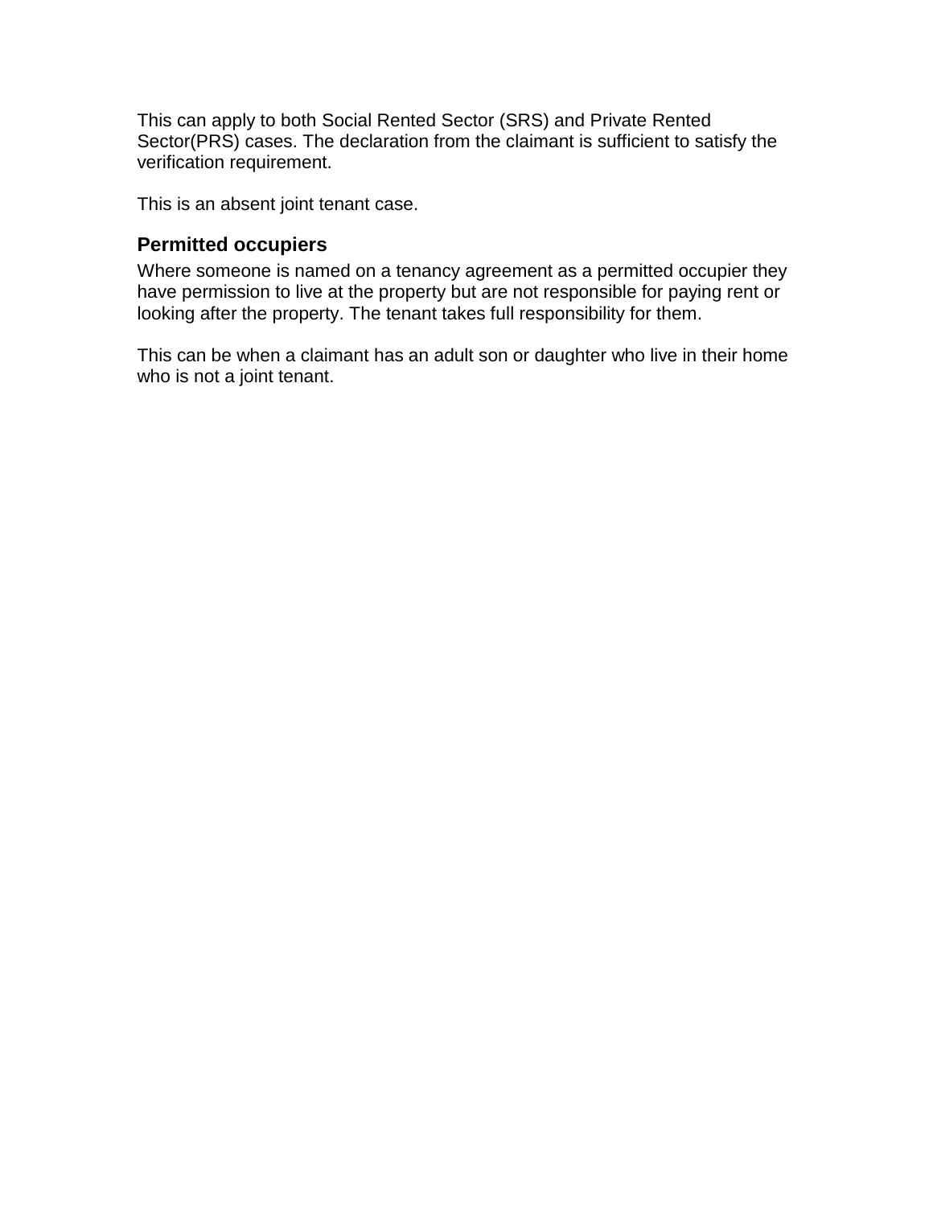This can apply to both Social Rented Sector (SRS) and Private Rented Sector(PRS) cases. The declaration from the claimant is sufficient to satisfy the verification requirement.

This is an absent joint tenant case.

### Permitted occupiers

Where someone is named on a tenancy agreement as a permitted occupier they have permission to live at the property but are not responsible for paying rent or looking after the property. The tenant takes full responsibility for them.

This can be when a claimant has an adult son or daughter who live in their home who is not a joint tenant.